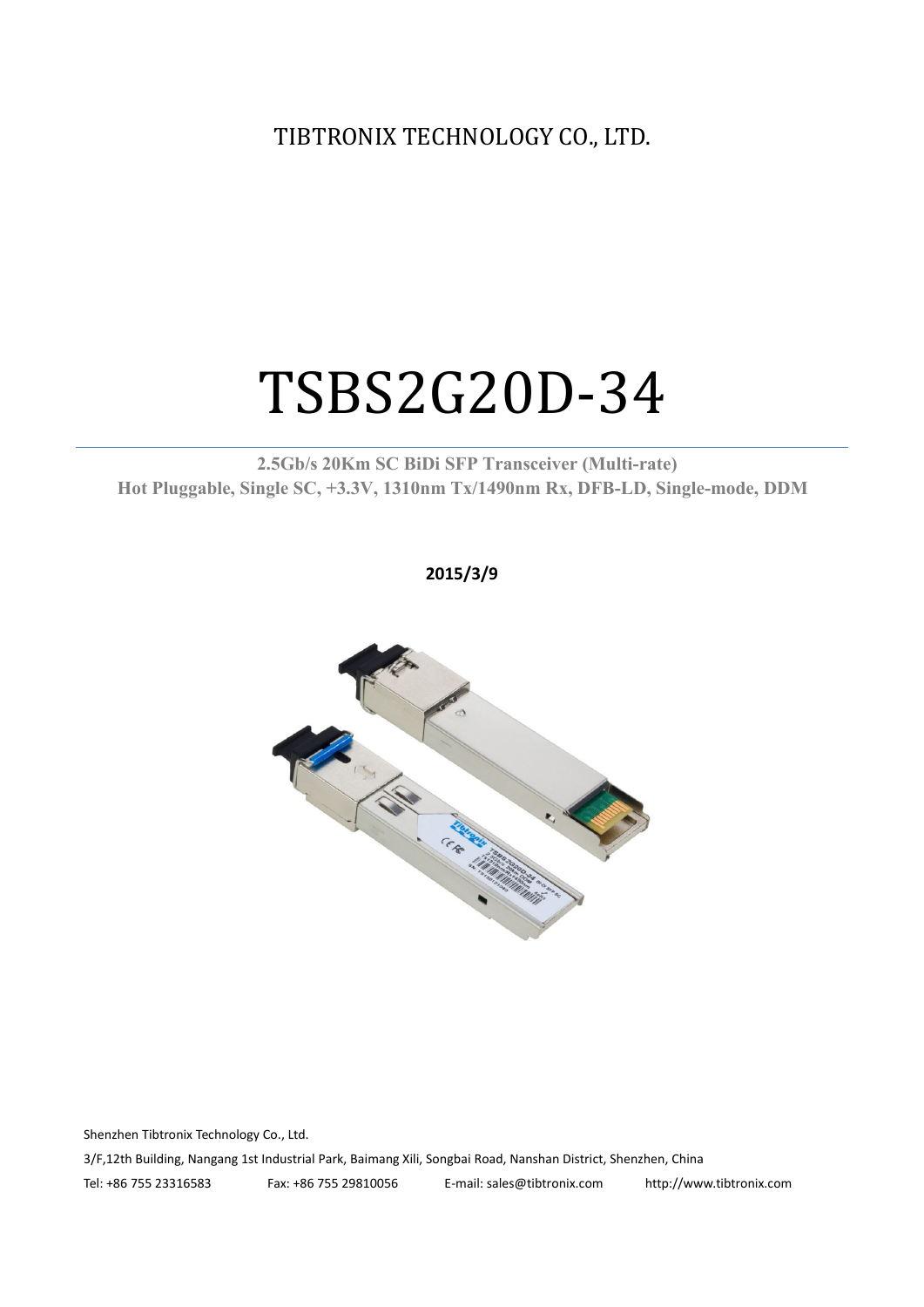TIBTRONIX TECHNOLOGY CO., LTD.

# TSBS2G20D-34

**2.5Gb/s 20Km SC BiDi SFP Transceiver (Multi-rate)**
**Hot Pluggable, Single SC, +3.3V, 1310nm Tx/1490nm Rx, DFB-LD, Single-mode, DDM**

**2015/3/9**

Shenzhen Tibtronix Technology Co., Ltd.

3/F,12th Building, Nangang 1st Industrial Park, Baimang Xili, Songbai Road, Nanshan District, Shenzhen, China

Tel: +86 755 23316583 Fax: +86 755 29810056 E-mail: sales@tibtronix.com http://www.tibtronix.com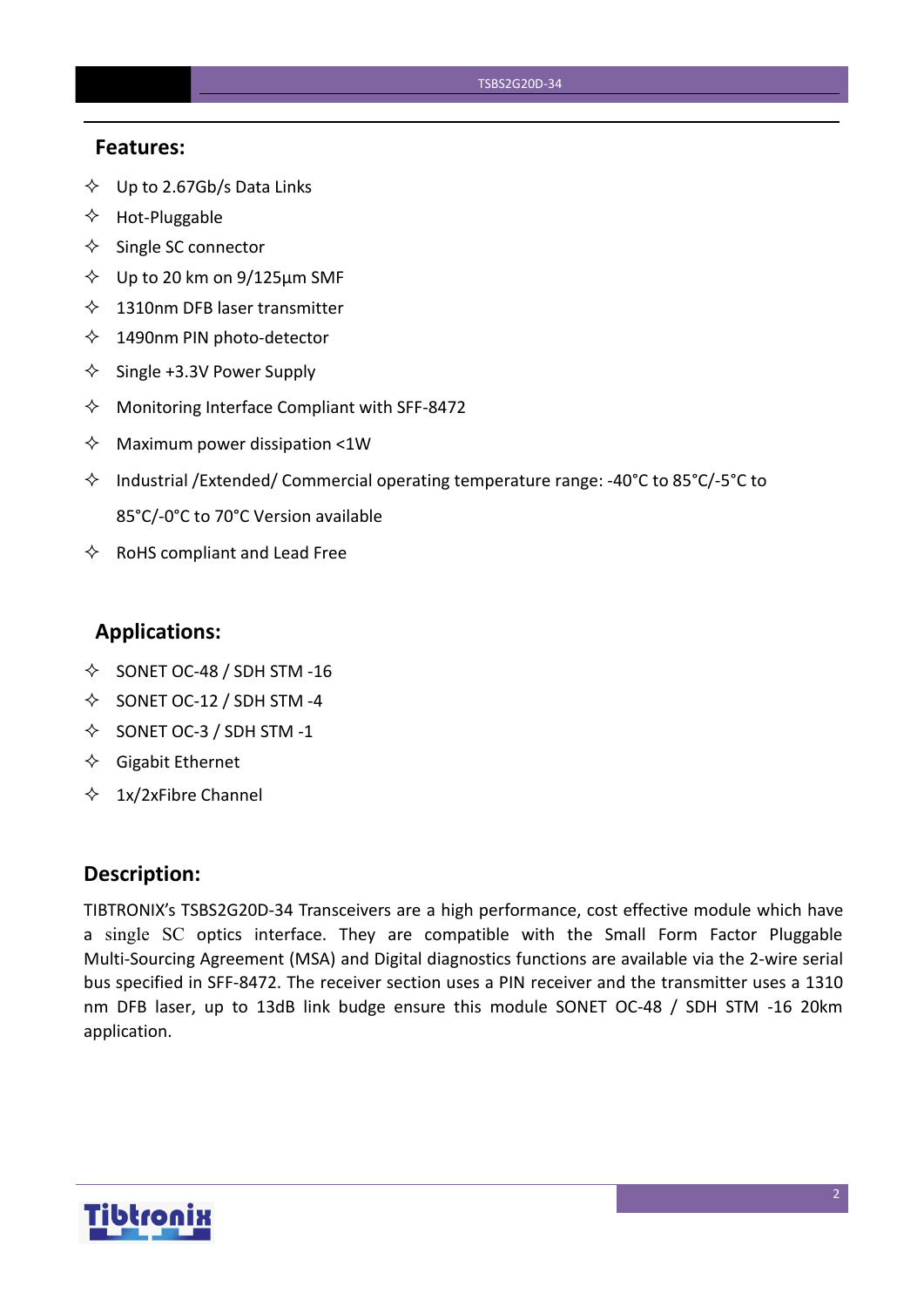## Features:

- ✧ Up to 2.67Gb/s Data Links
- ✧ Hot-Pluggable
- ✧ Single SC connector
- ✧ Up to 20 km on 9/125µm SMF
- ✧ 1310nm DFB laser transmitter
- ✧ 1490nm PIN photo-detector
- ✧ Single +3.3V Power Supply
- ✧ Monitoring Interface Compliant with SFF-8472
- ✧ Maximum power dissipation <1W
- ✧ Industrial /Extended/ Commercial operating temperature range: -40°C to 85°C/-5°C to 85°C/-0°C to 70°C Version available
- ✧ RoHS compliant and Lead Free

## Applications:

- ✧ SONET OC-48 / SDH STM -16
- ✧ SONET OC-12 / SDH STM -4
- ✧ SONET OC-3 / SDH STM -1
- ✧ Gigabit Ethernet
- ✧ 1x/2xFibre Channel

## Description:

TIBTRONIX's TSBS2G20D-34 Transceivers are a high performance, cost effective module which have a single SC optics interface. They are compatible with the Small Form Factor Pluggable Multi-Sourcing Agreement (MSA) and Digital diagnostics functions are available via the 2-wire serial bus specified in SFF-8472. The receiver section uses a PIN receiver and the transmitter uses a 1310 nm DFB laser, up to 13dB link budge ensure this module SONET OC-48 / SDH STM -16 20km application.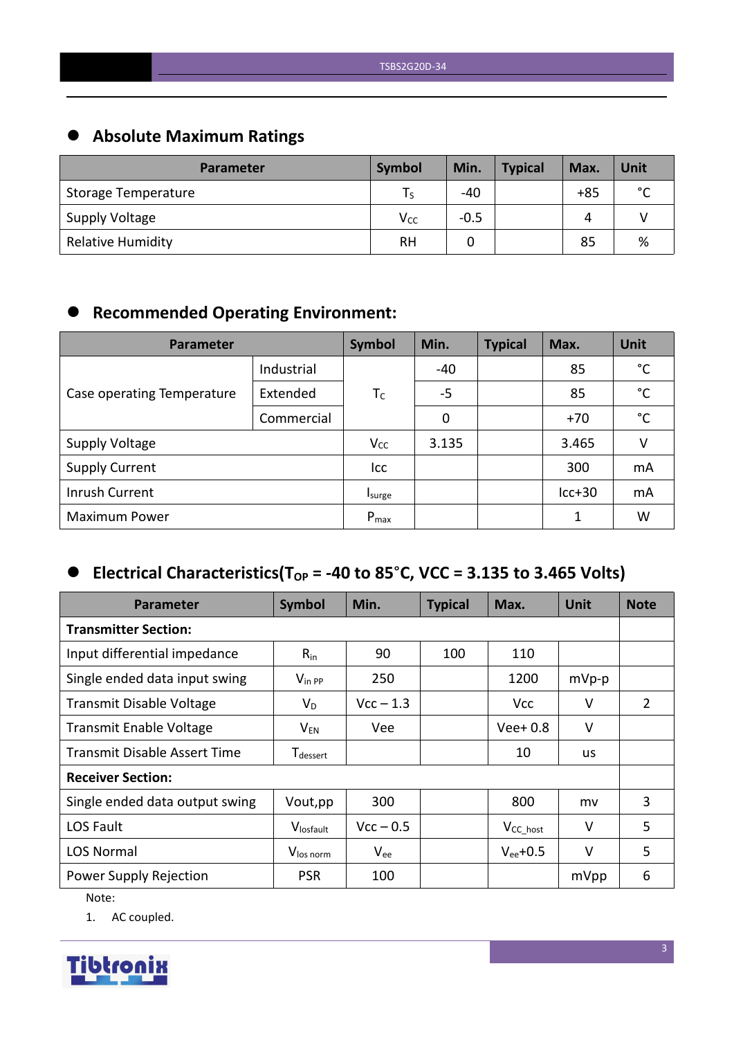## Absolute Maximum Ratings

| Parameter | Symbol | Min. | Typical | Max. | Unit |
|---|---|---|---|---|---|
| Storage Temperature | $T_S$ | -40 | | +85 | °C |
| Supply Voltage | $V_{CC}$ | -0.5 | | 4 | V |
| Relative Humidity | RH | 0 | | 85 | % |

## Recommended Operating Environment:

| Parameter | | Symbol | Min. | Typical | Max. | Unit |
|---|---|---|---|---|---|---|
| Case operating Temperature | Industrial | $T_C$ | -40 | | 85 | °C |
| | Extended | | -5 | | 85 | °C |
| | Commercial | | 0 | | +70 | °C |
| Supply Voltage | | $V_{CC}$ | 3.135 | | 3.465 | V |
| Supply Current | | Icc | | | 300 | mA |
| Inrush Current | | $I_{surge}$ | | | Icc+30 | mA |
| Maximum Power | | $P_{max}$ | | | 1 | W |

## Electrical Characteristics($T_{OP}$ = -40 to 85°C, VCC = 3.135 to 3.465 Volts)

| Parameter | Symbol | Min. | Typical | Max. | Unit | Note |
|---|---|---|---|---|---|---|
| **Transmitter Section:** | | | | | | |
| Input differential impedance | $R_{in}$ | 90 | 100 | 110 | | |
| Single ended data input swing | $V_{in\ PP}$ | 250 | | 1200 | mVp-p | |
| Transmit Disable Voltage | $V_D$ | Vcc – 1.3 | | Vcc | V | 2 |
| Transmit Enable Voltage | $V_{EN}$ | Vee | | Vee+ 0.8 | V | |
| Transmit Disable Assert Time | $T_{dessert}$ | | | 10 | us | |
| **Receiver Section:** | | | | | | |
| Single ended data output swing | Vout,pp | 300 | | 800 | mv | 3 |
| LOS Fault | $V_{losfault}$ | Vcc – 0.5 | | $V_{CC\_host}$ | V | 5 |
| LOS Normal | $V_{los\ norm}$ | $V_{ee}$ | | $V_{ee}$+0.5 | V | 5 |
| Power Supply Rejection | PSR | 100 | | | mVpp | 6 |

Note:

1. AC coupled.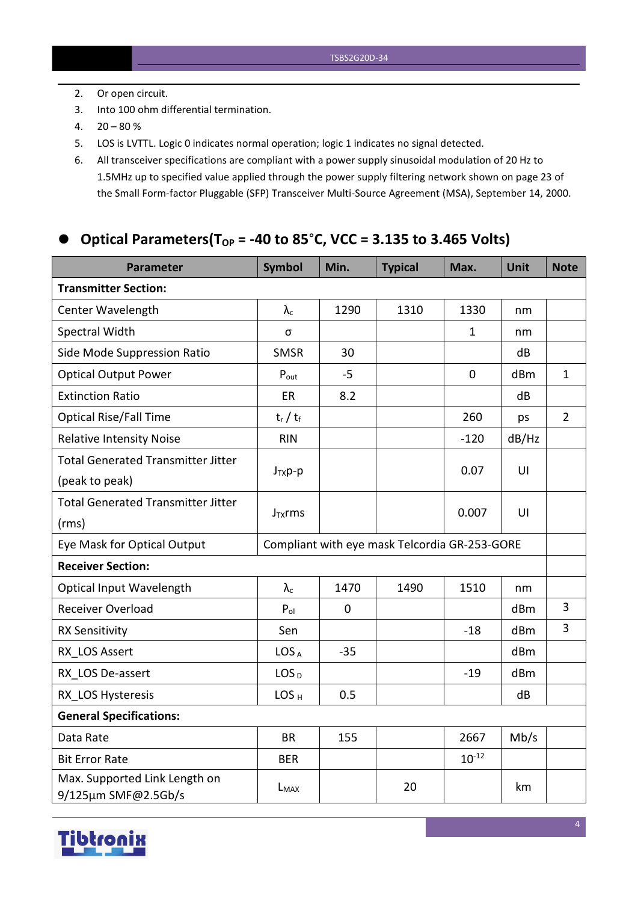2. Or open circuit.
3. Into 100 ohm differential termination.
4. 20 – 80 %
5. LOS is LVTTL. Logic 0 indicates normal operation; logic 1 indicates no signal detected.
6. All transceiver specifications are compliant with a power supply sinusoidal modulation of 20 Hz to 1.5MHz up to specified value applied through the power supply filtering network shown on page 23 of the Small Form-factor Pluggable (SFP) Transceiver Multi-Source Agreement (MSA), September 14, 2000.

## Optical Parameters($T_{OP}$ = -40 to 85°C, VCC = 3.135 to 3.465 Volts)

| Parameter | Symbol | Min. | Typical | Max. | Unit | Note |
|---|---|---|---|---|---|---|
| **Transmitter Section:** | | | | | | |
| Center Wavelength | $\lambda_c$ | 1290 | 1310 | 1330 | nm | |
| Spectral Width | σ | | | 1 | nm | |
| Side Mode Suppression Ratio | SMSR | 30 | | | dB | |
| Optical Output Power | $P_{out}$ | -5 | | 0 | dBm | 1 |
| Extinction Ratio | ER | 8.2 | | | dB | |
| Optical Rise/Fall Time | $t_r$ / $t_f$ | | | 260 | ps | 2 |
| Relative Intensity Noise | RIN | | | -120 | dB/Hz | |
| Total Generated Transmitter Jitter (peak to peak) | $J_{TX}$p-p | | | 0.07 | UI | |
| Total Generated Transmitter Jitter (rms) | $J_{TX}$rms | | | 0.007 | UI | |
| Eye Mask for Optical Output | Compliant with eye mask Telcordia GR-253-GORE | | | | | |
| **Receiver Section:** | | | | | | |
| Optical Input Wavelength | $\lambda_c$ | 1470 | 1490 | 1510 | nm | |
| Receiver Overload | $P_{ol}$ | 0 | | | dBm | 3 |
| RX Sensitivity | Sen | | | -18 | dBm | 3 |
| RX_LOS Assert | $LOS_A$ | -35 | | | dBm | |
| RX_LOS De-assert | $LOS_D$ | | | -19 | dBm | |
| RX_LOS Hysteresis | $LOS_H$ | 0.5 | | | dB | |
| **General Specifications:** | | | | | | |
| Data Rate | BR | 155 | | 2667 | Mb/s | |
| Bit Error Rate | BER | | | $10^{-12}$ | | |
| Max. Supported Link Length on 9/125µm SMF@2.5Gb/s | $L_{MAX}$ | | 20 | | km | |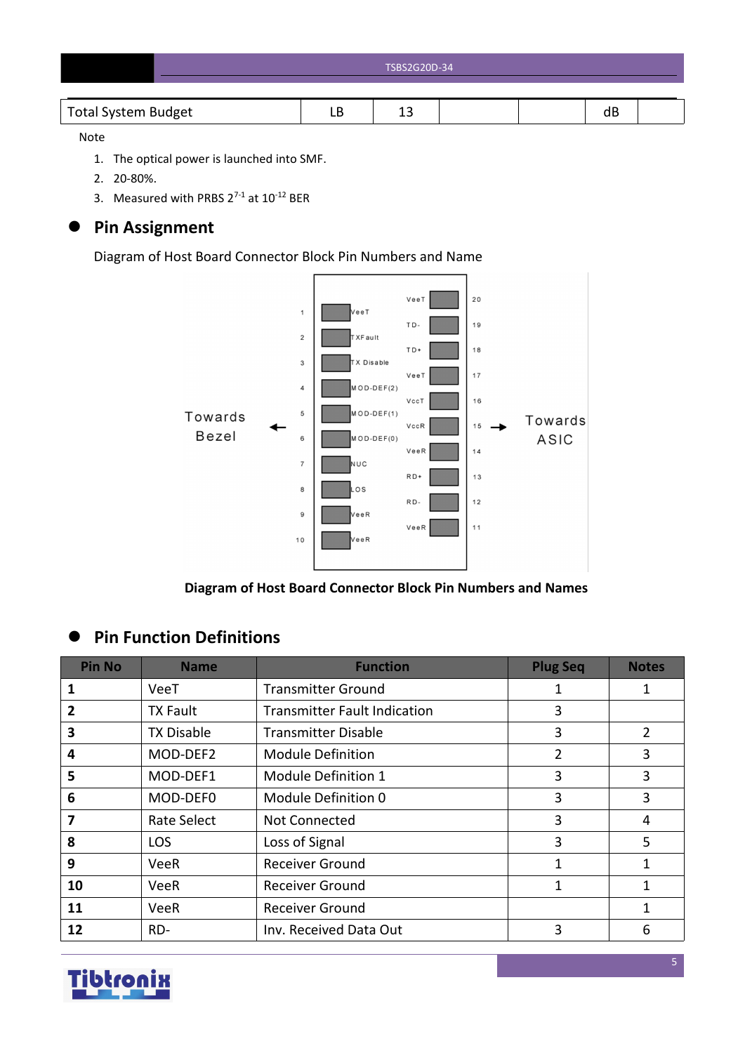| Total System Budget | LB | 13 | | | dB | |
|---|---|---|---|---|---|---|

Note

1. The optical power is launched into SMF.
2. 20-80%.
3. Measured with PRBS $2^{7-1}$ at $10^{-12}$ BER

## Pin Assignment

Diagram of Host Board Connector Block Pin Numbers and Name

**Diagram of Host Board Connector Block Pin Numbers and Names**

## Pin Function Definitions

| Pin No | Name | Function | Plug Seq | Notes |
|---|---|---|---|---|
| **1** | VeeT | Transmitter Ground | 1 | 1 |
| **2** | TX Fault | Transmitter Fault Indication | 3 | |
| **3** | TX Disable | Transmitter Disable | 3 | 2 |
| **4** | MOD-DEF2 | Module Definition | 2 | 3 |
| **5** | MOD-DEF1 | Module Definition 1 | 3 | 3 |
| **6** | MOD-DEF0 | Module Definition 0 | 3 | 3 |
| **7** | Rate Select | Not Connected | 3 | 4 |
| **8** | LOS | Loss of Signal | 3 | 5 |
| **9** | VeeR | Receiver Ground | 1 | 1 |
| **10** | VeeR | Receiver Ground | 1 | 1 |
| **11** | VeeR | Receiver Ground | | 1 |
| **12** | RD- | Inv. Received Data Out | 3 | 6 |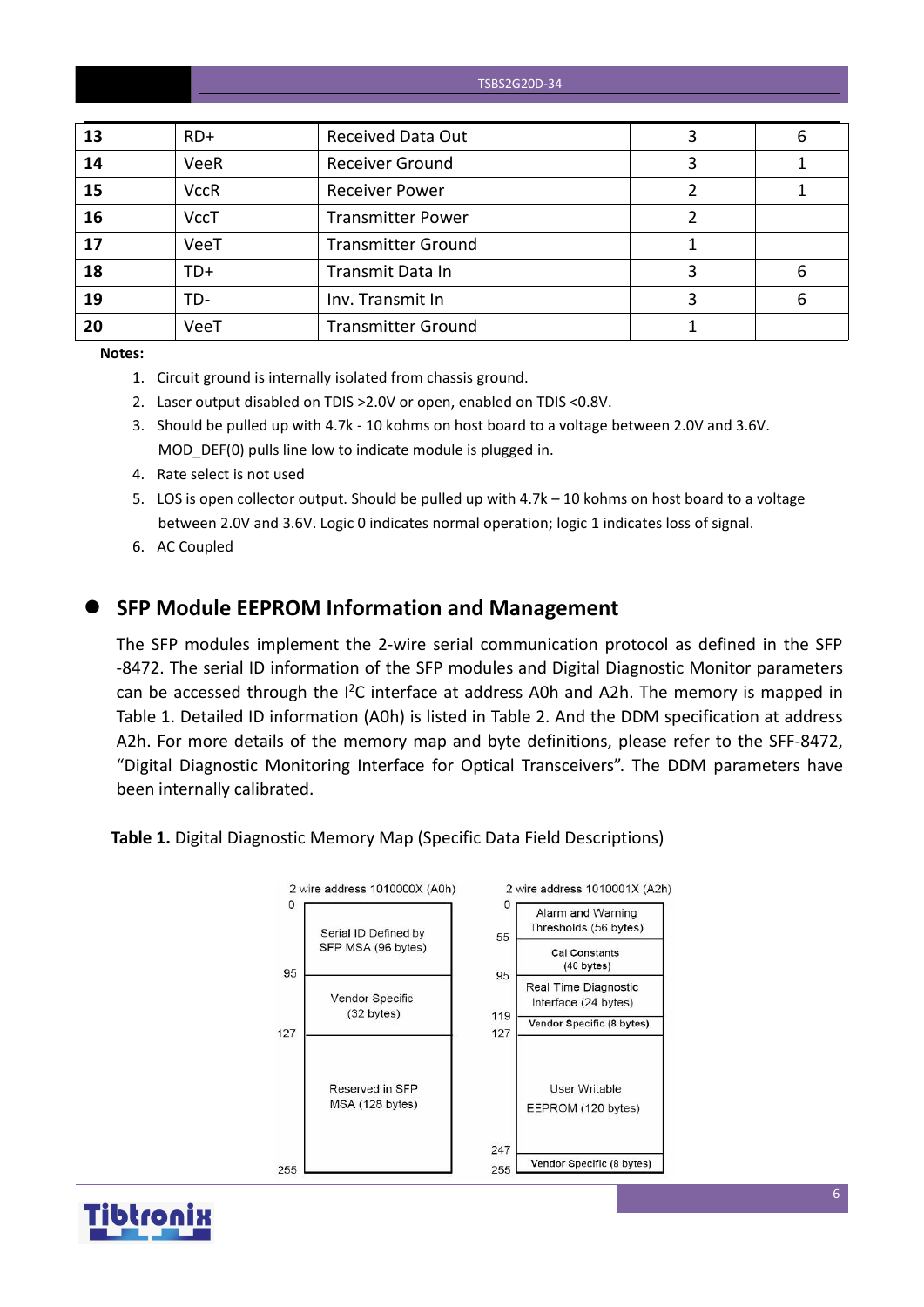| 13 | RD+ | Received Data Out | 3 | 6 |
|---|---|---|---|---|
| 14 | VeeR | Receiver Ground | 3 | 1 |
| 15 | VccR | Receiver Power | 2 | 1 |
| 16 | VccT | Transmitter Power | 2 | |
| 17 | VeeT | Transmitter Ground | 1 | |
| 18 | TD+ | Transmit Data In | 3 | 6 |
| 19 | TD- | Inv. Transmit In | 3 | 6 |
| 20 | VeeT | Transmitter Ground | 1 | |

**Notes:**

1. Circuit ground is internally isolated from chassis ground.
2. Laser output disabled on TDIS >2.0V or open, enabled on TDIS <0.8V.
3. Should be pulled up with 4.7k - 10 kohms on host board to a voltage between 2.0V and 3.6V. MOD_DEF(0) pulls line low to indicate module is plugged in.
4. Rate select is not used
5. LOS is open collector output. Should be pulled up with 4.7k – 10 kohms on host board to a voltage between 2.0V and 3.6V. Logic 0 indicates normal operation; logic 1 indicates loss of signal.
6. AC Coupled

## SFP Module EEPROM Information and Management

The SFP modules implement the 2-wire serial communication protocol as defined in the SFP -8472. The serial ID information of the SFP modules and Digital Diagnostic Monitor parameters can be accessed through the I$^2$C interface at address A0h and A2h. The memory is mapped in Table 1. Detailed ID information (A0h) is listed in Table 2. And the DDM specification at address A2h. For more details of the memory map and byte definitions, please refer to the SFF-8472, "Digital Diagnostic Monitoring Interface for Optical Transceivers". The DDM parameters have been internally calibrated.

**Table 1.** Digital Diagnostic Memory Map (Specific Data Field Descriptions)

| 2 wire address 1010000X (A0h) | | 2 wire address 1010001X (A2h) | |
|---|---|---|---|
| 0–95 | Serial ID Defined by SFP MSA (96 bytes) | 0–55 | Alarm and Warning Thresholds (56 bytes) |
| | | 55–95 | Cal Constants (40 bytes) |
| 95–127 | Vendor Specific (32 bytes) | 95–119 | Real Time Diagnostic Interface (24 bytes) |
| | | 119–127 | Vendor Specific (8 bytes) |
| 127–255 | Reserved in SFP MSA (128 bytes) | 127–247 | User Writable EEPROM (120 bytes) |
| | | 247–255 | Vendor Specific (8 bytes) |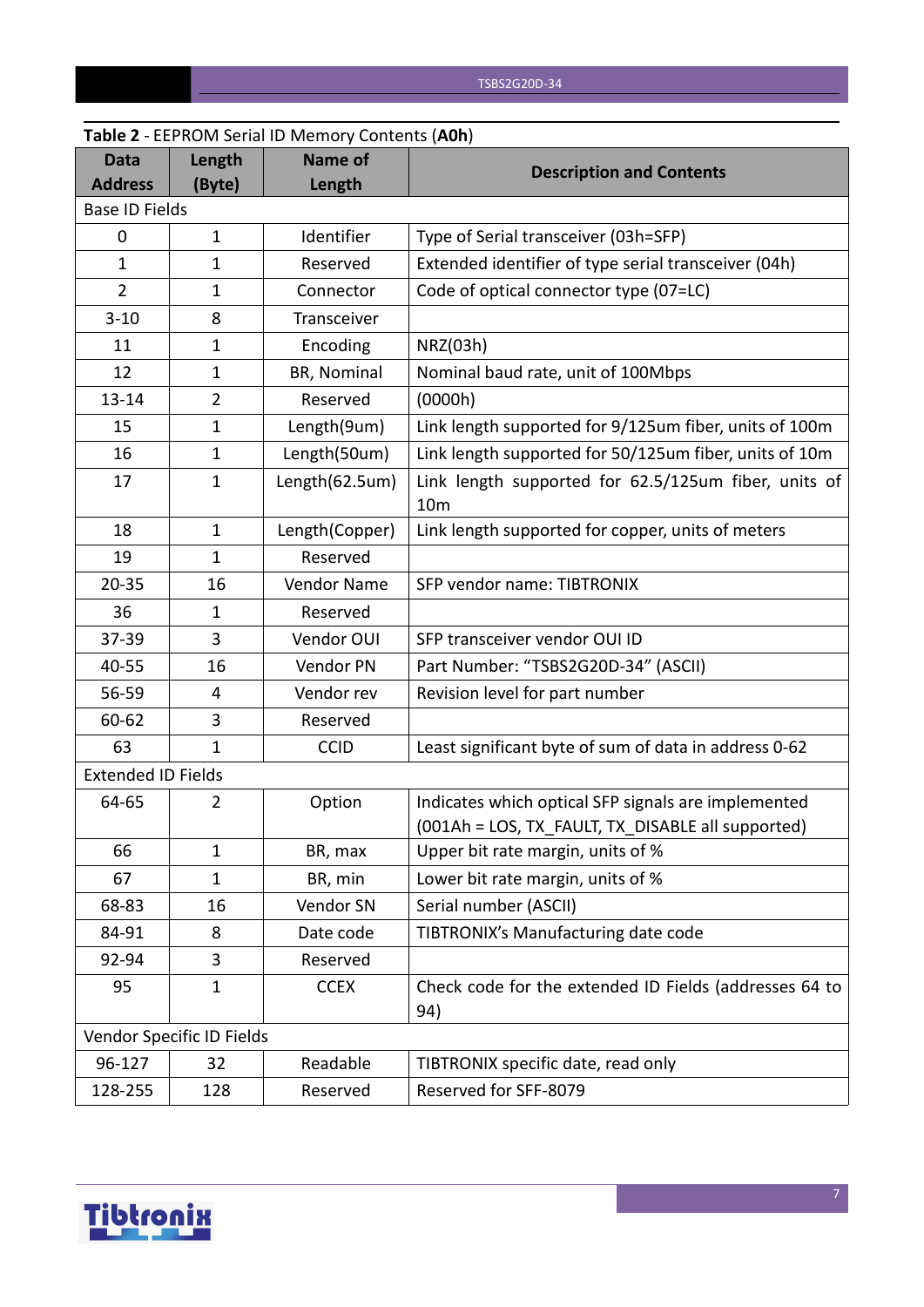**Table 2** - EEPROM Serial ID Memory Contents (**A0h**)

| Data Address | Length (Byte) | Name of Length | Description and Contents |
|---|---|---|---|
| Base ID Fields | | | |
| 0 | 1 | Identifier | Type of Serial transceiver (03h=SFP) |
| 1 | 1 | Reserved | Extended identifier of type serial transceiver (04h) |
| 2 | 1 | Connector | Code of optical connector type (07=LC) |
| 3-10 | 8 | Transceiver | |
| 11 | 1 | Encoding | NRZ(03h) |
| 12 | 1 | BR, Nominal | Nominal baud rate, unit of 100Mbps |
| 13-14 | 2 | Reserved | (0000h) |
| 15 | 1 | Length(9um) | Link length supported for 9/125um fiber, units of 100m |
| 16 | 1 | Length(50um) | Link length supported for 50/125um fiber, units of 10m |
| 17 | 1 | Length(62.5um) | Link length supported for 62.5/125um fiber, units of 10m |
| 18 | 1 | Length(Copper) | Link length supported for copper, units of meters |
| 19 | 1 | Reserved | |
| 20-35 | 16 | Vendor Name | SFP vendor name: TIBTRONIX |
| 36 | 1 | Reserved | |
| 37-39 | 3 | Vendor OUI | SFP transceiver vendor OUI ID |
| 40-55 | 16 | Vendor PN | Part Number: "TSBS2G20D-34" (ASCII) |
| 56-59 | 4 | Vendor rev | Revision level for part number |
| 60-62 | 3 | Reserved | |
| 63 | 1 | CCID | Least significant byte of sum of data in address 0-62 |
| Extended ID Fields | | | |
| 64-65 | 2 | Option | Indicates which optical SFP signals are implemented (001Ah = LOS, TX_FAULT, TX_DISABLE all supported) |
| 66 | 1 | BR, max | Upper bit rate margin, units of % |
| 67 | 1 | BR, min | Lower bit rate margin, units of % |
| 68-83 | 16 | Vendor SN | Serial number (ASCII) |
| 84-91 | 8 | Date code | TIBTRONIX's Manufacturing date code |
| 92-94 | 3 | Reserved | |
| 95 | 1 | CCEX | Check code for the extended ID Fields (addresses 64 to 94) |
| Vendor Specific ID Fields | | | |
| 96-127 | 32 | Readable | TIBTRONIX specific date, read only |
| 128-255 | 128 | Reserved | Reserved for SFF-8079 |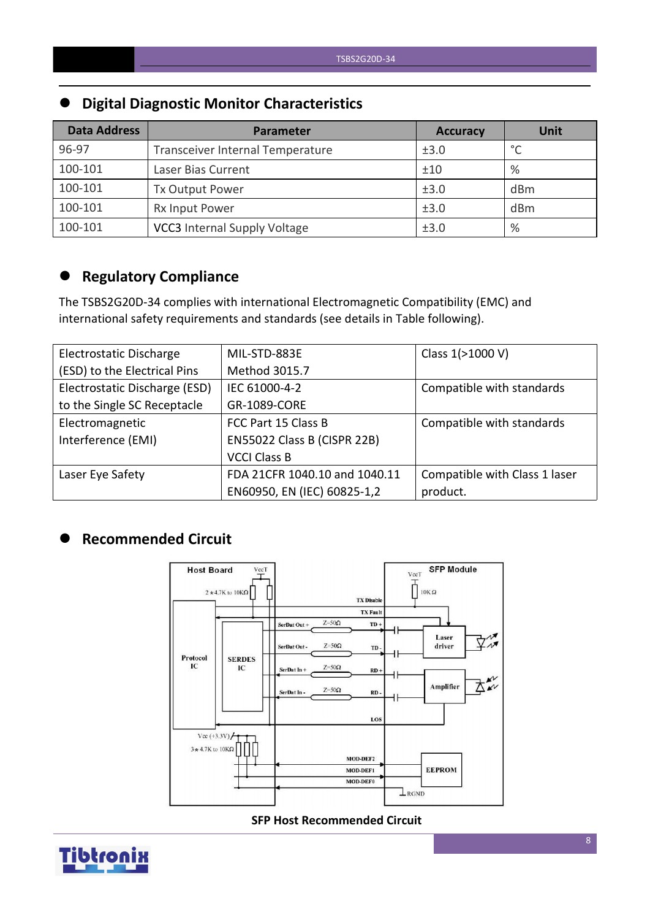## Digital Diagnostic Monitor Characteristics

| Data Address | Parameter | Accuracy | Unit |
|---|---|---|---|
| 96-97 | Transceiver Internal Temperature | ±3.0 | °C |
| 100-101 | Laser Bias Current | ±10 | % |
| 100-101 | Tx Output Power | ±3.0 | dBm |
| 100-101 | Rx Input Power | ±3.0 | dBm |
| 100-101 | VCC3 Internal Supply Voltage | ±3.0 | % |

## Regulatory Compliance

The TSBS2G20D-34 complies with international Electromagnetic Compatibility (EMC) and international safety requirements and standards (see details in Table following).

| | | |
|---|---|---|
| Electrostatic Discharge (ESD) to the Electrical Pins | MIL-STD-883E Method 3015.7 | Class 1(>1000 V) |
| Electrostatic Discharge (ESD) to the Single SC Receptacle | IEC 61000-4-2 GR-1089-CORE | Compatible with standards |
| Electromagnetic Interference (EMI) | FCC Part 15 Class B EN55022 Class B (CISPR 22B) VCCI Class B | Compatible with standards |
| Laser Eye Safety | FDA 21CFR 1040.10 and 1040.11 EN60950, EN (IEC) 60825-1,2 | Compatible with Class 1 laser product. |

## Recommended Circuit

SFP Host Recommended Circuit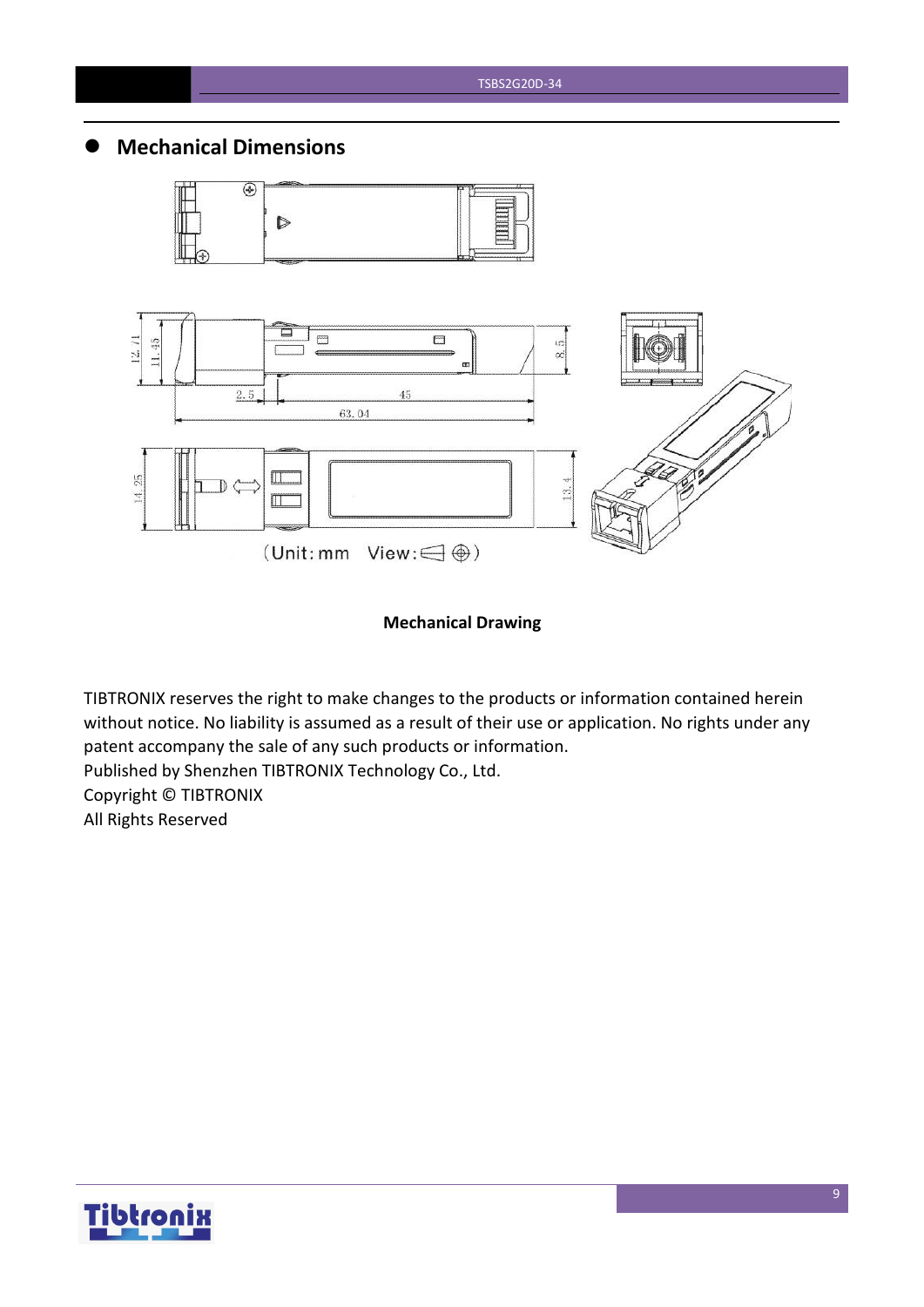## Mechanical Dimensions

12.71
11.45
2.5
45
63.04
8.5
14.25
13.4
(Unit: mm View: )

**Mechanical Drawing**

TIBTRONIX reserves the right to make changes to the products or information contained herein without notice. No liability is assumed as a result of their use or application. No rights under any patent accompany the sale of any such products or information.
Published by Shenzhen TIBTRONIX Technology Co., Ltd.
Copyright © TIBTRONIX
All Rights Reserved